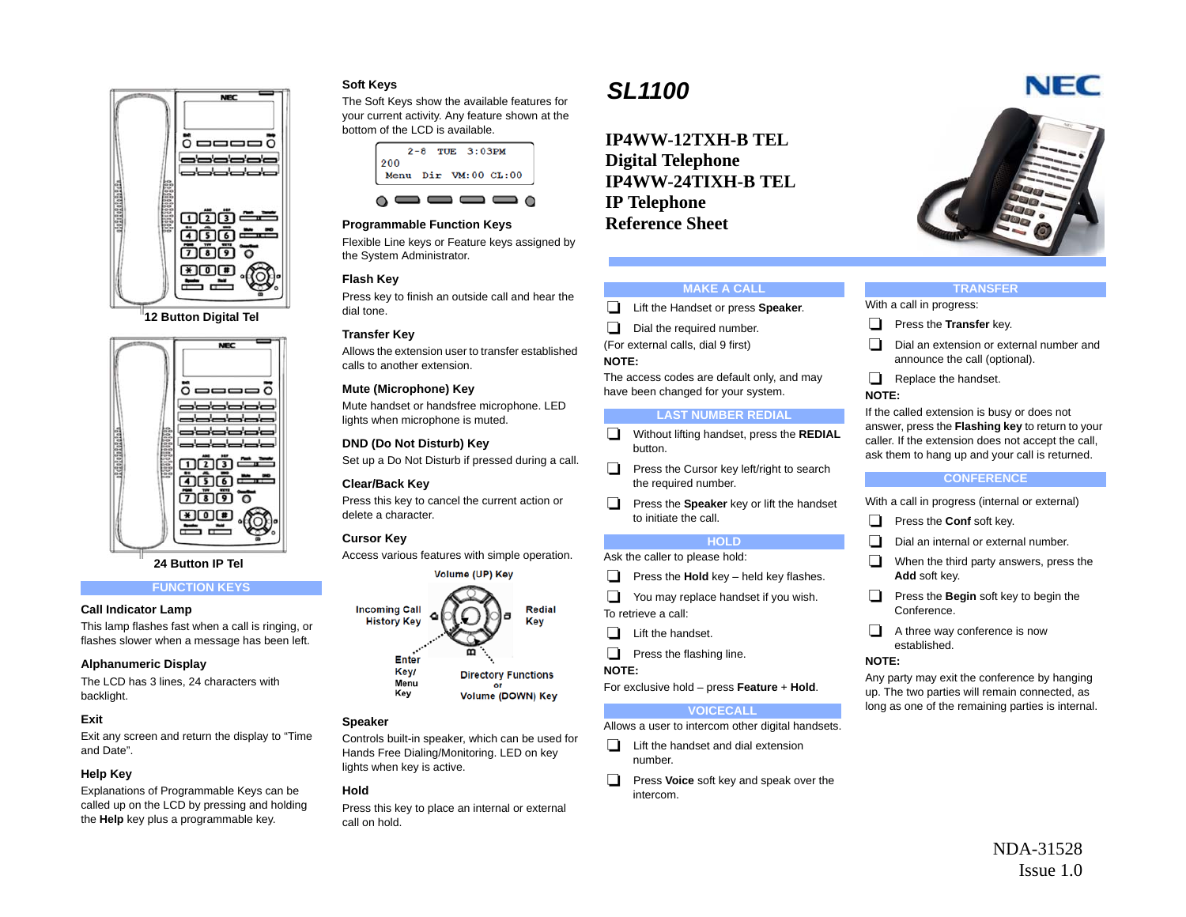# SL1100

## IP4WW-12TXH-B TEL Digital Telephone IP4WW-24TIXH-B TEL IP Telephone Reference Sheet

12 Button Digital Tel

24 Button IP Tel

## FUNCTION KEYS

### Call Indicator Lamp

This lamp flashes fast when a call is ringing, or flashes slower when a message has been left.

### Alphanumeric Display

The LCD has 3 lines, 24 characters with backlight.

### Exit

Exit any screen and return the display to "Time and Date".

### Help Key

Explanations of Programmable Keys can be called up on the LCD by pressing and holding the **Help** key plus a programmable key.

### Soft Keys

The Soft Keys show the available features for your current activity. Any feature shown at the bottom of the LCD is available.

```
2-8  TUE  3:03PM
200
Menu  Dir  VM:00  CL:00
```

### Programmable Function Keys

Flexible Line keys or Feature keys assigned by the System Administrator.

### Flash Key

Press key to finish an outside call and hear the dial tone.

### Transfer Key

Allows the extension user to transfer established calls to another extension.

### Mute (Microphone) Key

Mute handset or handsfree microphone. LED lights when microphone is muted.

### DND (Do Not Disturb) Key

Set up a Do Not Disturb if pressed during a call.

### Clear/Back Key

Press this key to cancel the current action or delete a character.

### Cursor Key

Access various features with simple operation.

Volume (UP) Key

Incoming Call History Key

Redial Key

Enter Key/ Menu Key

Directory Functions or Volume (DOWN) Key

### Speaker

Controls built-in speaker, which can be used for Hands Free Dialing/Monitoring. LED on key lights when key is active.

### Hold

Press this key to place an internal or external call on hold.

## MAKE A CALL

- ❑ Lift the Handset or press **Speaker**.
- ❑ Dial the required number.

(For external calls, dial 9 first)

**NOTE:**

The access codes are default only, and may have been changed for your system.

## LAST NUMBER REDIAL

- ❑ Without lifting handset, press the **REDIAL** button.
- ❑ Press the Cursor key left/right to search the required number.
- ❑ Press the **Speaker** key or lift the handset to initiate the call.

## HOLD

Ask the caller to please hold:

- ❑ Press the **Hold** key – held key flashes.
- ❑ You may replace handset if you wish.

To retrieve a call:

- ❑ Lift the handset.
- ❑ Press the flashing line.

**NOTE:**

For exclusive hold – press **Feature** + **Hold**.

## VOICECALL

Allows a user to intercom other digital handsets.

- ❑ Lift the handset and dial extension number.
- ❑ Press **Voice** soft key and speak over the intercom.

## TRANSFER

With a call in progress:

- ❑ Press the **Transfer** key.
- ❑ Dial an extension or external number and announce the call (optional).
- ❑ Replace the handset.

**NOTE:**

If the called extension is busy or does not answer, press the **Flashing key** to return to your caller. If the extension does not accept the call, ask them to hang up and your call is returned.

## CONFERENCE

With a call in progress (internal or external)

- ❑ Press the **Conf** soft key.
- ❑ Dial an internal or external number.
- ❑ When the third party answers, press the **Add** soft key.
- ❑ Press the **Begin** soft key to begin the Conference.
- ❑ A three way conference is now established.

**NOTE:**

Any party may exit the conference by hanging up. The two parties will remain connected, as long as one of the remaining parties is internal.

NDA-31528
Issue 1.0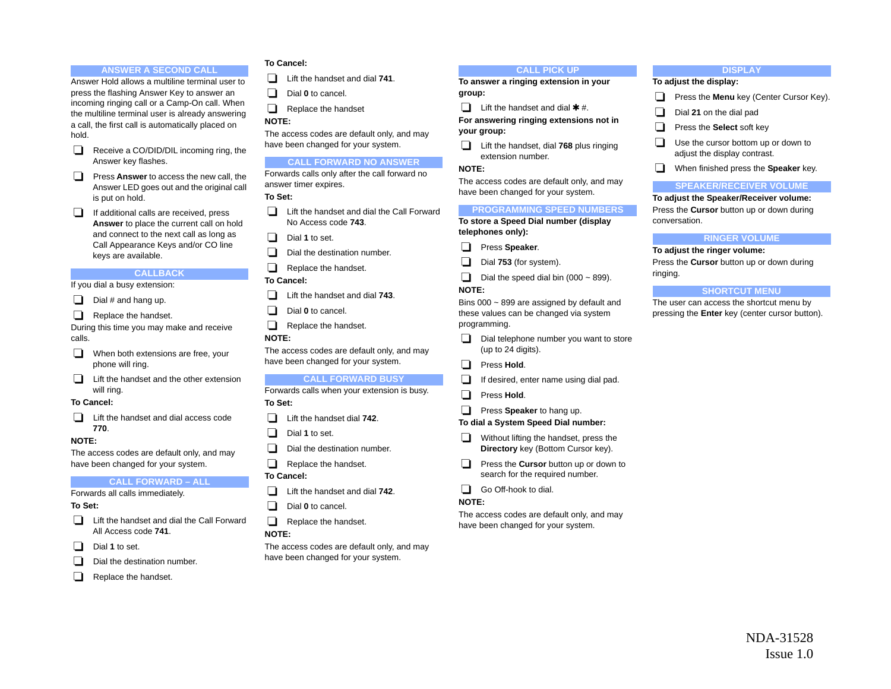## ANSWER A SECOND CALL

Answer Hold allows a multiline terminal user to press the flashing Answer Key to answer an incoming ringing call or a Camp-On call. When the multiline terminal user is already answering a call, the first call is automatically placed on hold.

- ❑ Receive a CO/DID/DIL incoming ring, the Answer key flashes.
- ❑ Press **Answer** to access the new call, the Answer LED goes out and the original call is put on hold.
- ❑ If additional calls are received, press **Answer** to place the current call on hold and connect to the next call as long as Call Appearance Keys and/or CO line keys are available.

## CALLBACK

If you dial a busy extension:

- ❑ Dial # and hang up.
- ❑ Replace the handset.

During this time you may make and receive calls.

- ❑ When both extensions are free, your phone will ring.
- ❑ Lift the handset and the other extension will ring.

**To Cancel:**

- ❑ Lift the handset and dial access code **770**.

**NOTE:**

The access codes are default only, and may have been changed for your system.

## CALL FORWARD – ALL

Forwards all calls immediately.

**To Set:**

- ❑ Lift the handset and dial the Call Forward All Access code **741**.
- ❑ Dial **1** to set.
- ❑ Dial the destination number.
- ❑ Replace the handset.

**To Cancel:**

- ❑ Lift the handset and dial **741**.
- ❑ Dial **0** to cancel.
- ❑ Replace the handset

**NOTE:**

The access codes are default only, and may have been changed for your system.

## CALL FORWARD NO ANSWER

Forwards calls only after the call forward no answer timer expires.

**To Set:**

- ❑ Lift the handset and dial the Call Forward No Access code **743**.
- ❑ Dial **1** to set.
- ❑ Dial the destination number.
- ❑ Replace the handset.

**To Cancel:**

- ❑ Lift the handset and dial **743**.
- ❑ Dial **0** to cancel.
- ❑ Replace the handset.

**NOTE:**

The access codes are default only, and may have been changed for your system.

## CALL FORWARD BUSY

Forwards calls when your extension is busy.

**To Set:**

- ❑ Lift the handset dial **742**.
- ❑ Dial **1** to set.
- ❑ Dial the destination number.
- ❑ Replace the handset.

**To Cancel:**

- ❑ Lift the handset and dial **742**.
- ❑ Dial **0** to cancel.
- ❑ Replace the handset.

**NOTE:**

The access codes are default only, and may have been changed for your system.

## CALL PICK UP

**To answer a ringing extension in your group:**

- ❑ Lift the handset and dial ✱ #.

**For answering ringing extensions not in your group:**

- ❑ Lift the handset, dial **768** plus ringing extension number.

**NOTE:**

The access codes are default only, and may have been changed for your system.

## PROGRAMMING SPEED NUMBERS

**To store a Speed Dial number (display telephones only):**

- ❑ Press **Speaker**.
- ❑ Dial **753** (for system).
- ❑ Dial the speed dial bin (000 ~ 899).

**NOTE:**

Bins 000 ~ 899 are assigned by default and these values can be changed via system programming.

- ❑ Dial telephone number you want to store (up to 24 digits).
- ❑ Press **Hold**.
- ❑ If desired, enter name using dial pad.
- ❑ Press **Hold**.
- ❑ Press **Speaker** to hang up.

**To dial a System Speed Dial number:**

- ❑ Without lifting the handset, press the **Directory** key (Bottom Cursor key).
- ❑ Press the **Cursor** button up or down to search for the required number.
- ❑ Go Off-hook to dial.

**NOTE:**

The access codes are default only, and may have been changed for your system.

## DISPLAY

**To adjust the display:**

- ❑ Press the **Menu** key (Center Cursor Key).
- ❑ Dial **21** on the dial pad
- ❑ Press the **Select** soft key
- ❑ Use the cursor bottom up or down to adjust the display contrast.
- ❑ When finished press the **Speaker** key.

## SPEAKER/RECEIVER VOLUME

**To adjust the Speaker/Receiver volume:**

Press the **Cursor** button up or down during conversation.

## RINGER VOLUME

**To adjust the ringer volume:**

Press the **Cursor** button up or down during ringing.

## SHORTCUT MENU

The user can access the shortcut menu by pressing the **Enter** key (center cursor button).

NDA-31528
Issue 1.0